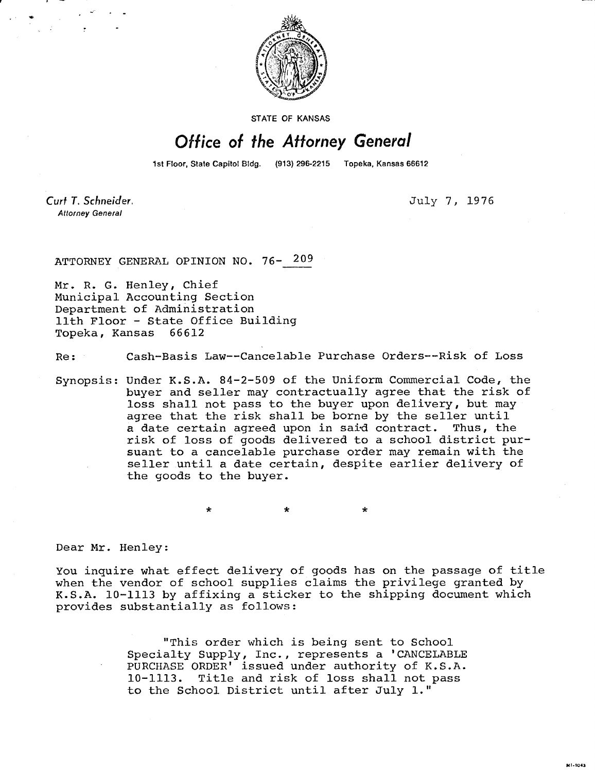STATE OF KANSAS

# Office of the Attorney General

1st Floor, State Capitol Bldg. (913) 296-2215 Topeka, Kansas 66612

Curt T. Schneider,
Attorney General

July 7, 1976

ATTORNEY GENERAL OPINION NO. 76- 209

Mr. R. G. Henley, Chief
Municipal Accounting Section
Department of Administration
11th Floor - State Office Building
Topeka, Kansas 66612

Re: Cash-Basis Law--Cancelable Purchase Orders--Risk of Loss

Synopsis: Under K.S.A. 84-2-509 of the Uniform Commercial Code, the buyer and seller may contractually agree that the risk of loss shall not pass to the buyer upon delivery, but may agree that the risk shall be borne by the seller until a date certain agreed upon in said contract. Thus, the risk of loss of goods delivered to a school district pursuant to a cancelable purchase order may remain with the seller until a date certain, despite earlier delivery of the goods to the buyer.

\* \* \*

Dear Mr. Henley:

You inquire what effect delivery of goods has on the passage of title when the vendor of school supplies claims the privilege granted by K.S.A. 10-1113 by affixing a sticker to the shipping document which provides substantially as follows:

> "This order which is being sent to School Specialty Supply, Inc., represents a 'CANCELABLE PURCHASE ORDER' issued under authority of K.S.A. 10-1113. Title and risk of loss shall not pass to the School District until after July 1."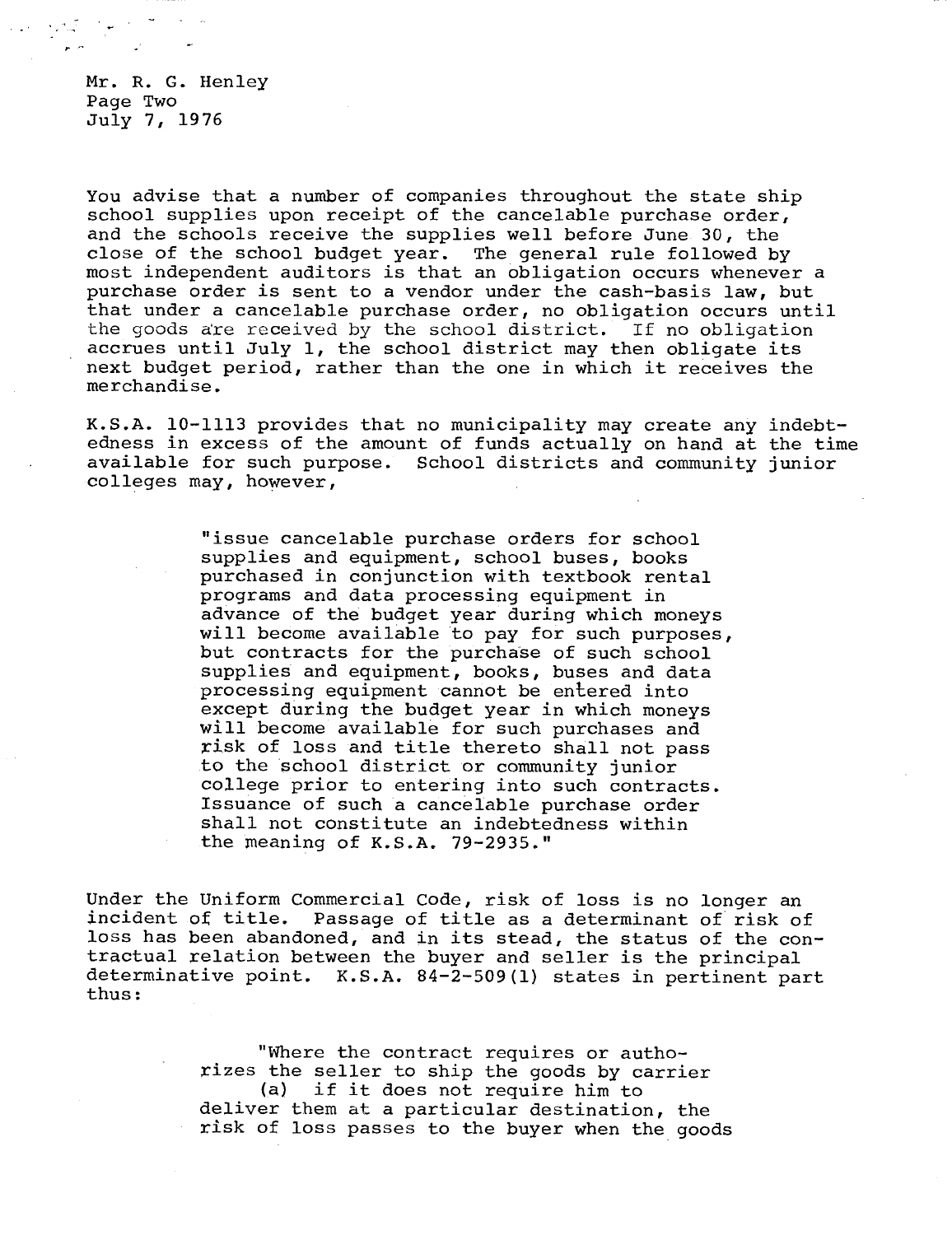Mr. R. G. Henley
Page Two
July 7, 1976

You advise that a number of companies throughout the state ship school supplies upon receipt of the cancelable purchase order, and the schools receive the supplies well before June 30, the close of the school budget year. The general rule followed by most independent auditors is that an obligation occurs whenever a purchase order is sent to a vendor under the cash-basis law, but that under a cancelable purchase order, no obligation occurs until the goods are received by the school district. If no obligation accrues until July 1, the school district may then obligate its next budget period, rather than the one in which it receives the merchandise.

K.S.A. 10-1113 provides that no municipality may create any indebtedness in excess of the amount of funds actually on hand at the time available for such purpose. School districts and community junior colleges may, however,

> "issue cancelable purchase orders for school supplies and equipment, school buses, books purchased in conjunction with textbook rental programs and data processing equipment in advance of the budget year during which moneys will become available to pay for such purposes, but contracts for the purchase of such school supplies and equipment, books, buses and data processing equipment cannot be entered into except during the budget year in which moneys will become available for such purchases and risk of loss and title thereto shall not pass to the school district or community junior college prior to entering into such contracts. Issuance of such a cancelable purchase order shall not constitute an indebtedness within the meaning of K.S.A. 79-2935."

Under the Uniform Commercial Code, risk of loss is no longer an incident of title. Passage of title as a determinant of risk of loss has been abandoned, and in its stead, the status of the contractual relation between the buyer and seller is the principal determinative point. K.S.A. 84-2-509(1) states in pertinent part thus:

> "Where the contract requires or authorizes the seller to ship the goods by carrier
> (a) if it does not require him to deliver them at a particular destination, the risk of loss passes to the buyer when the goods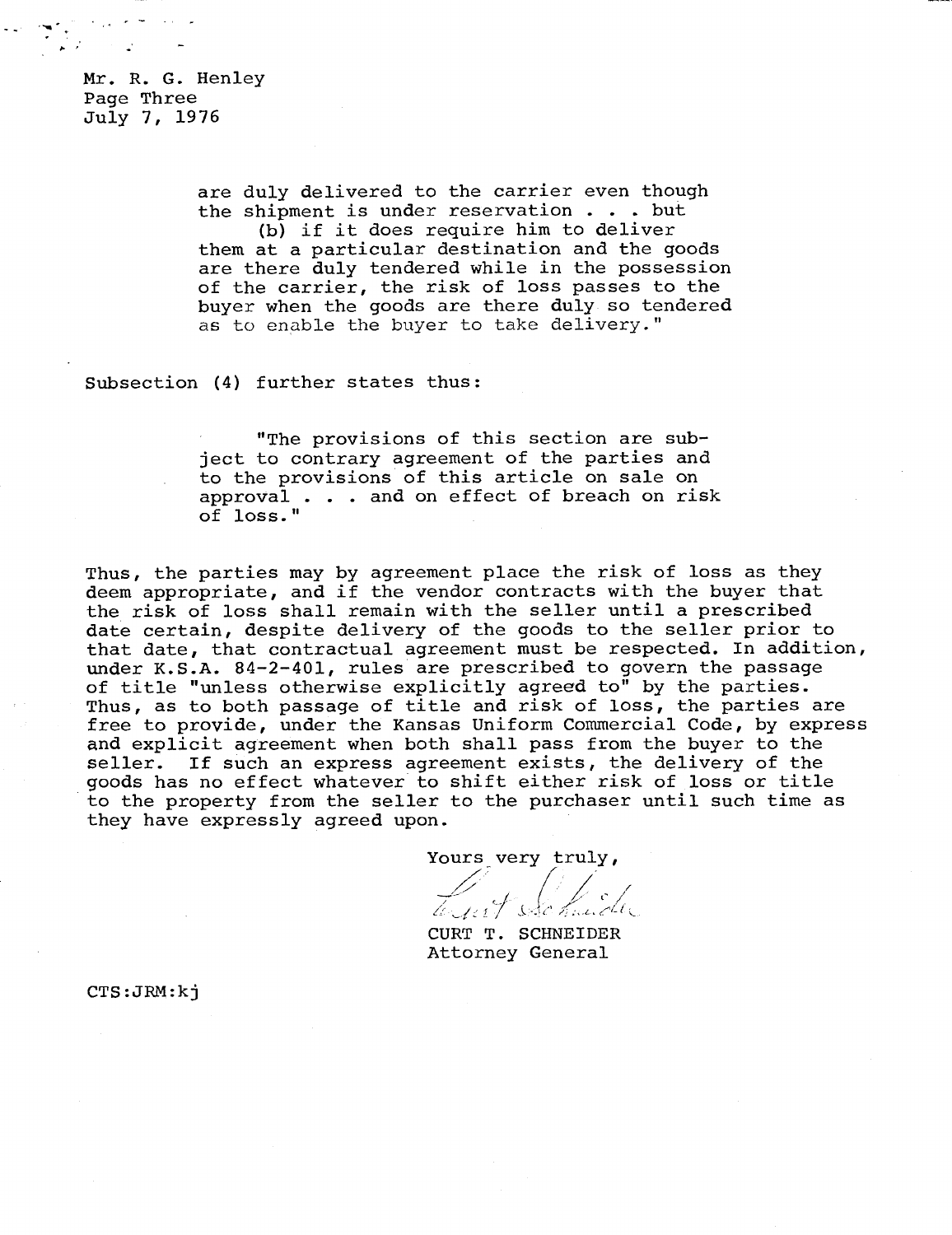Mr. R. G. Henley
Page Three
July 7, 1976

> are duly delivered to the carrier even though the shipment is under reservation . . . but
> (b) if it does require him to deliver them at a particular destination and the goods are there duly tendered while in the possession of the carrier, the risk of loss passes to the buyer when the goods are there duly so tendered as to enable the buyer to take delivery."

Subsection (4) further states thus:

> "The provisions of this section are subject to contrary agreement of the parties and to the provisions of this article on sale on approval . . . and on effect of breach on risk of loss."

Thus, the parties may by agreement place the risk of loss as they deem appropriate, and if the vendor contracts with the buyer that the risk of loss shall remain with the seller until a prescribed date certain, despite delivery of the goods to the seller prior to that date, that contractual agreement must be respected. In addition, under K.S.A. 84-2-401, rules are prescribed to govern the passage of title "unless otherwise explicitly agreed to" by the parties. Thus, as to both passage of title and risk of loss, the parties are free to provide, under the Kansas Uniform Commercial Code, by express and explicit agreement when both shall pass from the buyer to the seller. If such an express agreement exists, the delivery of the goods has no effect whatever to shift either risk of loss or title to the property from the seller to the purchaser until such time as they have expressly agreed upon.

Yours very truly,

CURT T. SCHNEIDER
Attorney General

CTS:JRM:kj